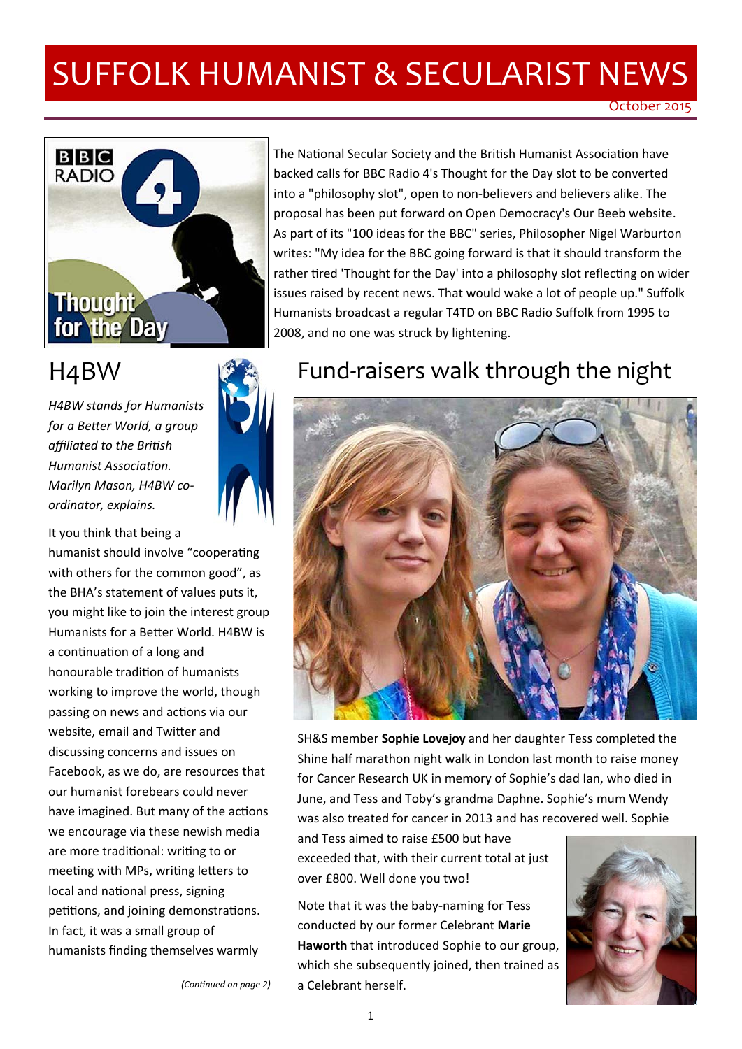# SUFFOLK HUMANIST & SECULARIST NEWS

October 2015

The National Secular Society and the British Humanist Association have backed calls for BBC Radio 4's Thought for the Day slot to be converted into a "philosophy slot", open to non-believers and believers alike. The proposal has been put forward on Open Democracy's Our Beeb website. As part of its "100 ideas for the BBC" series, Philosopher Nigel Warburton writes: "My idea for the BBC going forward is that it should transform the rather tired 'Thought for the Day' into a philosophy slot reflecting on wider issues raised by recent news. That would wake a lot of people up." Suffolk Humanists broadcast a regular T4TD on BBC Radio Suffolk from 1995 to 2008, and no one was struck by lightening.

## H4BW

*H4BW stands for Humanists for a Better World, a group affiliated to the British Humanist Association. Marilyn Mason, H4BW co-ordinator, explains.*

It you think that being a humanist should involve "cooperating with others for the common good", as the BHA's statement of values puts it, you might like to join the interest group Humanists for a Better World. H4BW is a continuation of a long and honourable tradition of humanists working to improve the world, though passing on news and actions via our website, email and Twitter and discussing concerns and issues on Facebook, as we do, are resources that our humanist forebears could never have imagined. But many of the actions we encourage via these newish media are more traditional: writing to or meeting with MPs, writing letters to local and national press, signing petitions, and joining demonstrations. In fact, it was a small group of humanists finding themselves warmly

*(Continued on page 2)*

## Fund-raisers walk through the night

SH&S member **Sophie Lovejoy** and her daughter Tess completed the Shine half marathon night walk in London last month to raise money for Cancer Research UK in memory of Sophie's dad Ian, who died in June, and Tess and Toby's grandma Daphne. Sophie's mum Wendy was also treated for cancer in 2013 and has recovered well. Sophie and Tess aimed to raise £500 but have exceeded that, with their current total at just over £800. Well done you two!

Note that it was the baby-naming for Tess conducted by our former Celebrant **Marie Haworth** that introduced Sophie to our group, which she subsequently joined, then trained as a Celebrant herself.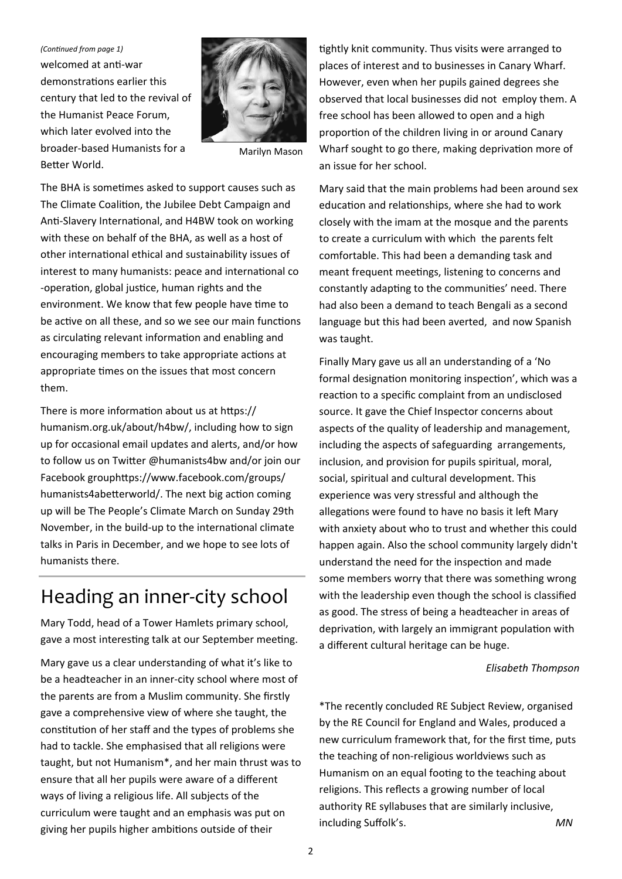*(Continued from page 1)*

welcomed at anti-war demonstrations earlier this century that led to the revival of the Humanist Peace Forum, which later evolved into the broader-based Humanists for a Better World.

Marilyn Mason

The BHA is sometimes asked to support causes such as The Climate Coalition, the Jubilee Debt Campaign and Anti-Slavery International, and H4BW took on working with these on behalf of the BHA, as well as a host of other international ethical and sustainability issues of interest to many humanists: peace and international co-operation, global justice, human rights and the environment. We know that few people have time to be active on all these, and so we see our main functions as circulating relevant information and enabling and encouraging members to take appropriate actions at appropriate times on the issues that most concern them.

There is more information about us at https://humanism.org.uk/about/h4bw/, including how to sign up for occasional email updates and alerts, and/or how to follow us on Twitter @humanists4bw and/or join our Facebook grouphttps://www.facebook.com/groups/humanists4abetterworld/. The next big action coming up will be The People's Climate March on Sunday 29th November, in the build-up to the international climate talks in Paris in December, and we hope to see lots of humanists there.

# Heading an inner-city school

Mary Todd, head of a Tower Hamlets primary school, gave a most interesting talk at our September meeting.

Mary gave us a clear understanding of what it's like to be a headteacher in an inner-city school where most of the parents are from a Muslim community. She firstly gave a comprehensive view of where she taught, the constitution of her staff and the types of problems she had to tackle. She emphasised that all religions were taught, but not Humanism*, and her main thrust was to ensure that all her pupils were aware of a different ways of living a religious life. All subjects of the curriculum were taught and an emphasis was put on giving her pupils higher ambitions outside of their tightly knit community. Thus visits were arranged to places of interest and to businesses in Canary Wharf. However, even when her pupils gained degrees she observed that local businesses did not employ them. A free school has been allowed to open and a high proportion of the children living in or around Canary Wharf sought to go there, making deprivation more of an issue for her school.

Mary said that the main problems had been around sex education and relationships, where she had to work closely with the imam at the mosque and the parents to create a curriculum with which the parents felt comfortable. This had been a demanding task and meant frequent meetings, listening to concerns and constantly adapting to the communities' need. There had also been a demand to teach Bengali as a second language but this had been averted, and now Spanish was taught.

Finally Mary gave us all an understanding of a 'No formal designation monitoring inspection', which was a reaction to a specific complaint from an undisclosed source. It gave the Chief Inspector concerns about aspects of the quality of leadership and management, including the aspects of safeguarding arrangements, inclusion, and provision for pupils spiritual, moral, social, spiritual and cultural development. This experience was very stressful and although the allegations were found to have no basis it left Mary with anxiety about who to trust and whether this could happen again. Also the school community largely didn't understand the need for the inspection and made some members worry that there was something wrong with the leadership even though the school is classified as good. The stress of being a headteacher in areas of deprivation, with largely an immigrant population with a different cultural heritage can be huge.

*Elisabeth Thompson*

*The recently concluded RE Subject Review, organised by the RE Council for England and Wales, produced a new curriculum framework that, for the first time, puts the teaching of non-religious worldviews such as Humanism on an equal footing to the teaching about religions. This reflects a growing number of local authority RE syllabuses that are similarly inclusive, including Suffolk's. *MN*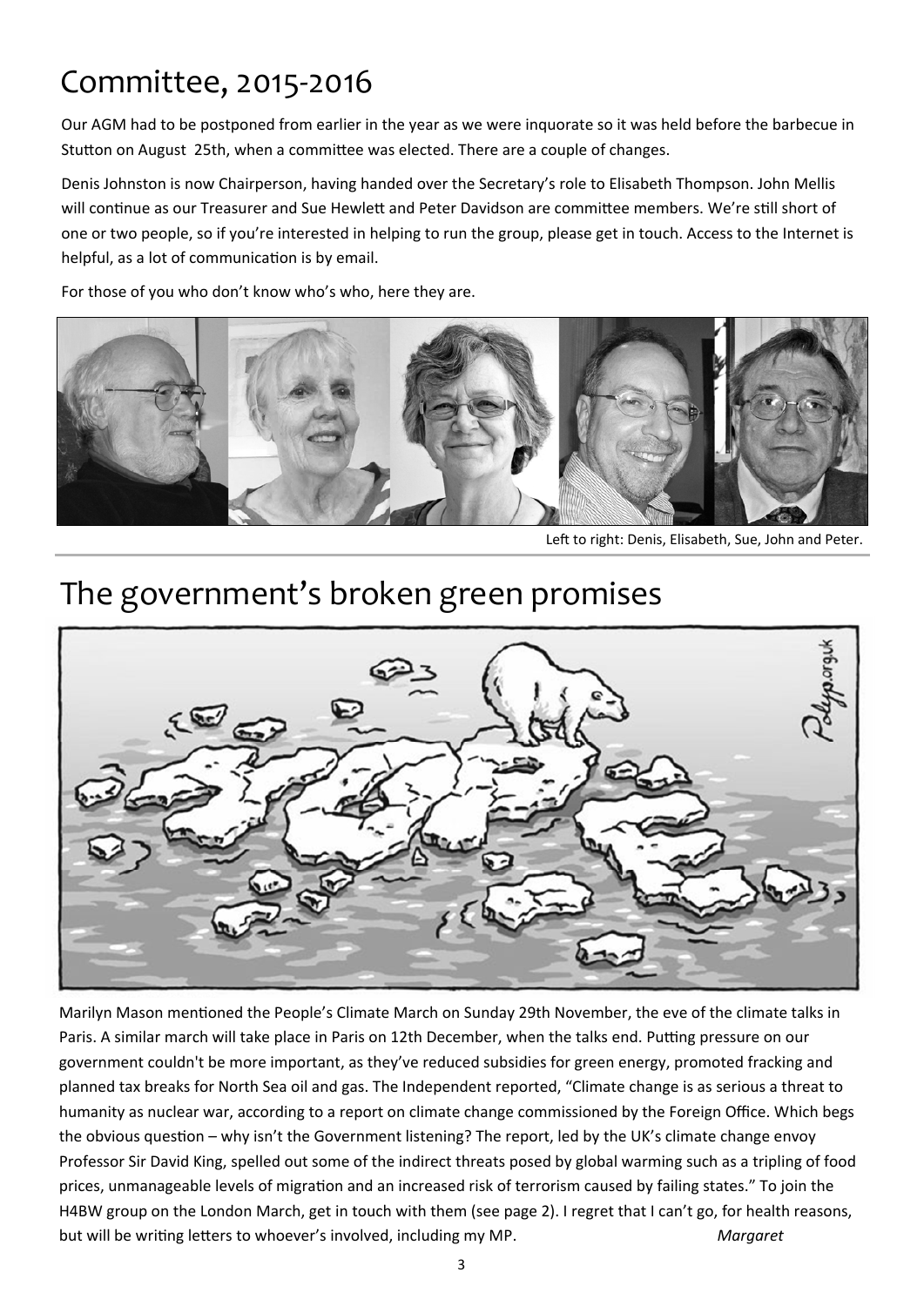# Committee, 2015-2016

Our AGM had to be postponed from earlier in the year as we were inquorate so it was held before the barbecue in Stutton on August 25th, when a committee was elected. There are a couple of changes.

Denis Johnston is now Chairperson, having handed over the Secretary's role to Elisabeth Thompson. John Mellis will continue as our Treasurer and Sue Hewlett and Peter Davidson are committee members. We're still short of one or two people, so if you're interested in helping to run the group, please get in touch. Access to the Internet is helpful, as a lot of communication is by email.

For those of you who don't know who's who, here they are.

Left to right: Denis, Elisabeth, Sue, John and Peter.

# The government's broken green promises

Marilyn Mason mentioned the People's Climate March on Sunday 29th November, the eve of the climate talks in Paris. A similar march will take place in Paris on 12th December, when the talks end. Putting pressure on our government couldn't be more important, as they've reduced subsidies for green energy, promoted fracking and planned tax breaks for North Sea oil and gas. The Independent reported, "Climate change is as serious a threat to humanity as nuclear war, according to a report on climate change commissioned by the Foreign Office. Which begs the obvious question – why isn't the Government listening? The report, led by the UK's climate change envoy Professor Sir David King, spelled out some of the indirect threats posed by global warming such as a tripling of food prices, unmanageable levels of migration and an increased risk of terrorism caused by failing states." To join the H4BW group on the London March, get in touch with them (see page 2). I regret that I can't go, for health reasons, but will be writing letters to whoever's involved, including my MP. *Margaret*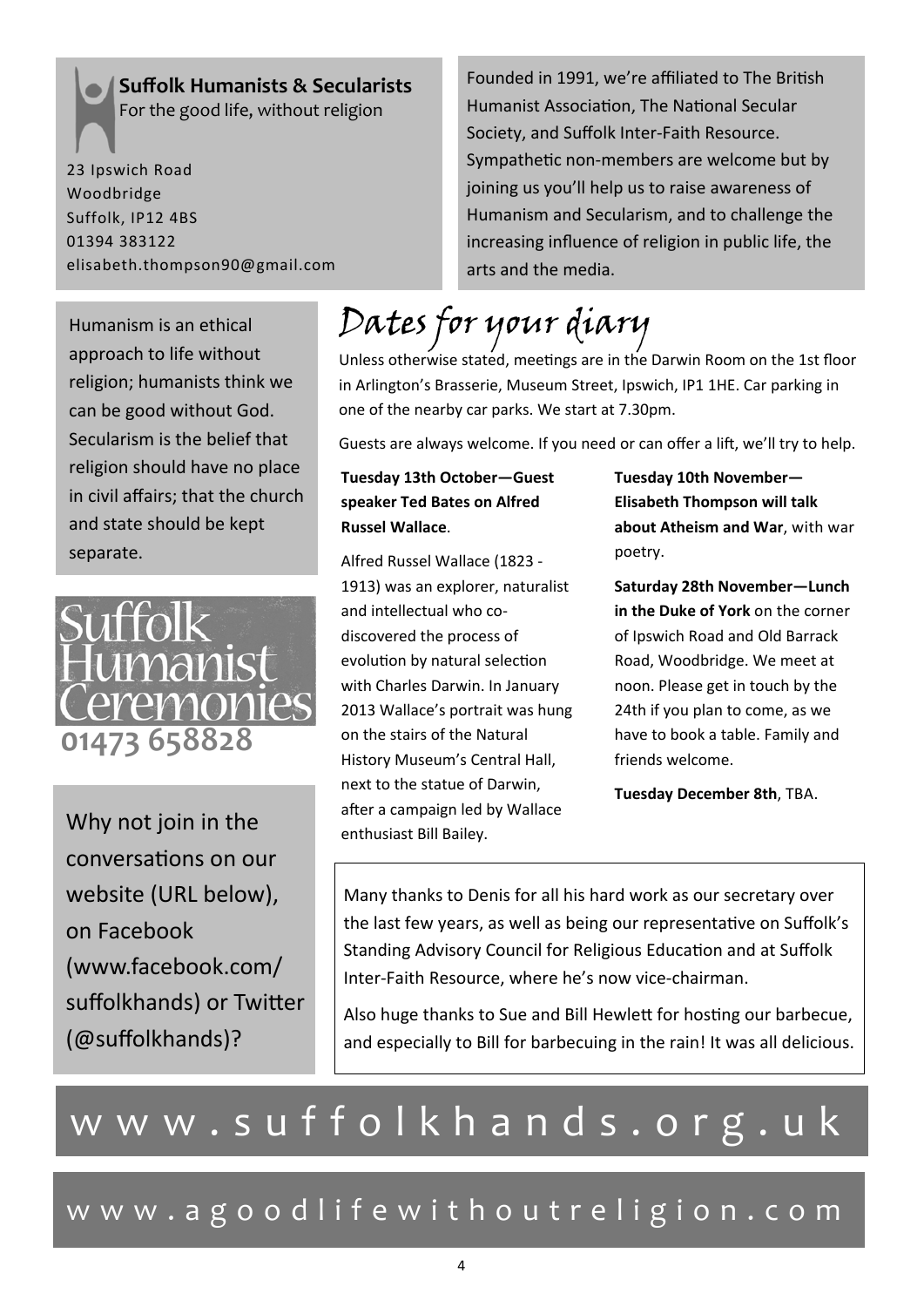**Suffolk Humanists & Secularists**
For the good life, without religion

23 Ipswich Road
Woodbridge
Suffolk, IP12 4BS
01394 383122
elisabeth.thompson90@gmail.com

Founded in 1991, we're affiliated to The British Humanist Association, The National Secular Society, and Suffolk Inter-Faith Resource. Sympathetic non-members are welcome but by joining us you'll help us to raise awareness of Humanism and Secularism, and to challenge the increasing influence of religion in public life, the arts and the media.

Humanism is an ethical approach to life without religion; humanists think we can be good without God. Secularism is the belief that religion should have no place in civil affairs; that the church and state should be kept separate.

Suffolk Humanist Ceremonies
01473 658828

Why not join in the conversations on our website (URL below), on Facebook (www.facebook.com/suffolkhands) or Twitter (@suffolkhands)?

# Dates for your diary

Unless otherwise stated, meetings are in the Darwin Room on the 1st floor in Arlington's Brasserie, Museum Street, Ipswich, IP1 1HE. Car parking in one of the nearby car parks. We start at 7.30pm.

Guests are always welcome. If you need or can offer a lift, we'll try to help.

**Tuesday 13th October—Guest speaker Ted Bates on Alfred Russel Wallace**.

Alfred Russel Wallace (1823 - 1913) was an explorer, naturalist and intellectual who co-discovered the process of evolution by natural selection with Charles Darwin. In January 2013 Wallace's portrait was hung on the stairs of the Natural History Museum's Central Hall, next to the statue of Darwin, after a campaign led by Wallace enthusiast Bill Bailey.

**Tuesday 10th November—Elisabeth Thompson will talk about Atheism and War**, with war poetry.

**Saturday 28th November—Lunch in the Duke of York** on the corner of Ipswich Road and Old Barrack Road, Woodbridge. We meet at noon. Please get in touch by the 24th if you plan to come, as we have to book a table. Family and friends welcome.

**Tuesday December 8th**, TBA.

Many thanks to Denis for all his hard work as our secretary over the last few years, as well as being our representative on Suffolk's Standing Advisory Council for Religious Education and at Suffolk Inter-Faith Resource, where he's now vice-chairman.

Also huge thanks to Sue and Bill Hewlett for hosting our barbecue, and especially to Bill for barbecuing in the rain! It was all delicious.

www.suffolkhands.org.uk

www.agoodlifewithoutreligion.com